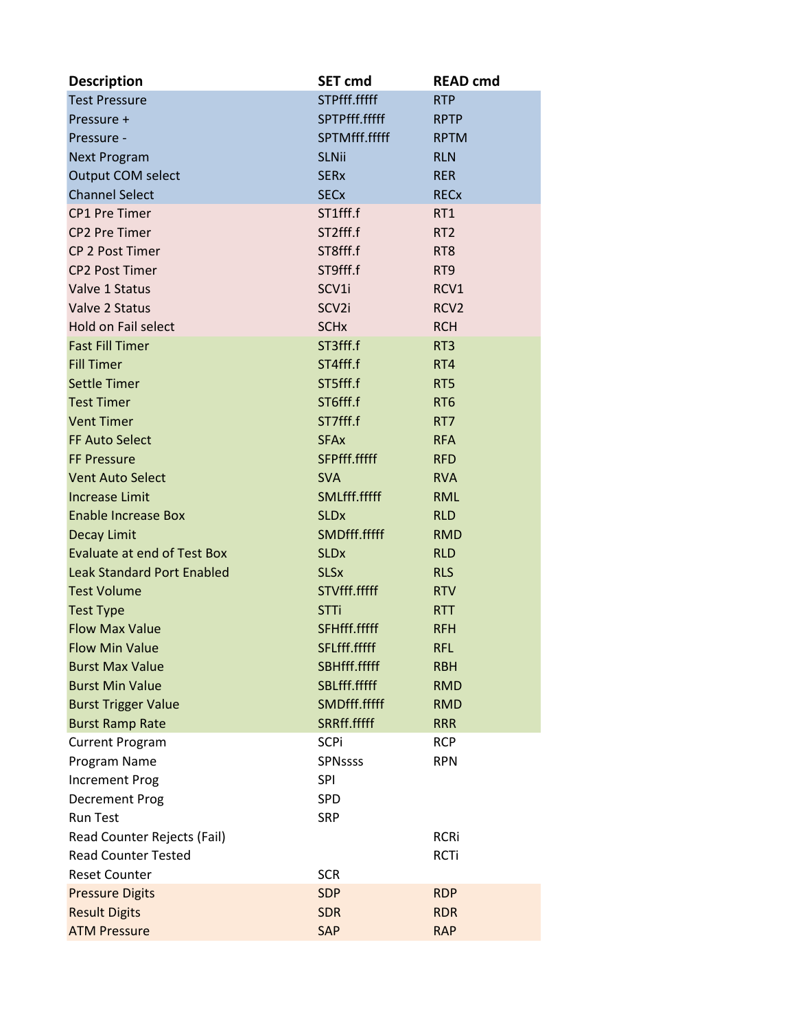| Description | SET cmd | READ cmd |
|---|---|---|
| Test Pressure | STPfff.fffff | RTP |
| Pressure + | SPTPfff.fffff | RPTP |
| Pressure - | SPTMfff.fffff | RPTM |
| Next Program | SLNii | RLN |
| Output COM select | SERx | RER |
| Channel Select | SECx | RECx |
| CP1 Pre Timer | ST1fff.f | RT1 |
| CP2 Pre Timer | ST2fff.f | RT2 |
| CP 2 Post Timer | ST8fff.f | RT8 |
| CP2 Post Timer | ST9fff.f | RT9 |
| Valve 1 Status | SCV1i | RCV1 |
| Valve 2 Status | SCV2i | RCV2 |
| Hold on Fail select | SCHx | RCH |
| Fast Fill Timer | ST3fff.f | RT3 |
| Fill Timer | ST4fff.f | RT4 |
| Settle Timer | ST5fff.f | RT5 |
| Test Timer | ST6fff.f | RT6 |
| Vent Timer | ST7fff.f | RT7 |
| FF Auto Select | SFAx | RFA |
| FF Pressure | SFPfff.fffff | RFD |
| Vent Auto Select | SVA | RVA |
| Increase Limit | SMLfff.fffff | RML |
| Enable Increase Box | SLDx | RLD |
| Decay Limit | SMDfff.fffff | RMD |
| Evaluate at end of Test Box | SLDx | RLD |
| Leak Standard Port Enabled | SLSx | RLS |
| Test Volume | STVfff.fffff | RTV |
| Test Type | STTi | RTT |
| Flow Max Value | SFHfff.fffff | RFH |
| Flow Min Value | SFLfff.fffff | RFL |
| Burst Max Value | SBHfff.fffff | RBH |
| Burst Min Value | SBLfff.fffff | RMD |
| Burst Trigger Value | SMDfff.fffff | RMD |
| Burst Ramp Rate | SRRff.fffff | RRR |
| Current Program | SCPi | RCP |
| Program Name | SPNssss | RPN |
| Increment Prog | SPI | |
| Decrement Prog | SPD | |
| Run Test | SRP | |
| Read Counter Rejects (Fail) | | RCRi |
| Read Counter Tested | | RCTi |
| Reset Counter | SCR | |
| Pressure Digits | SDP | RDP |
| Result Digits | SDR | RDR |
| ATM Pressure | SAP | RAP |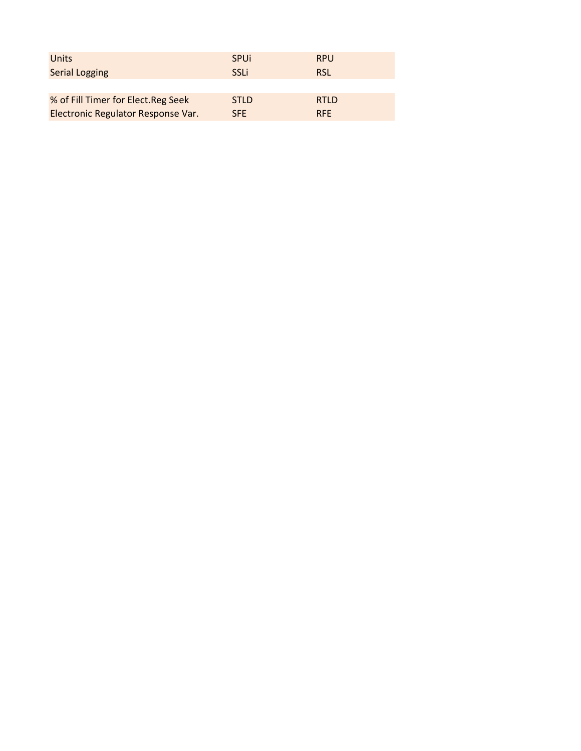| | | |
|---|---|---|
| Units | SPUi | RPU |
| Serial Logging | SSLi | RSL |
| | | |
| % of Fill Timer for Elect.Reg Seek | STLD | RTLD |
| Electronic Regulator Response Var. | SFE | RFE |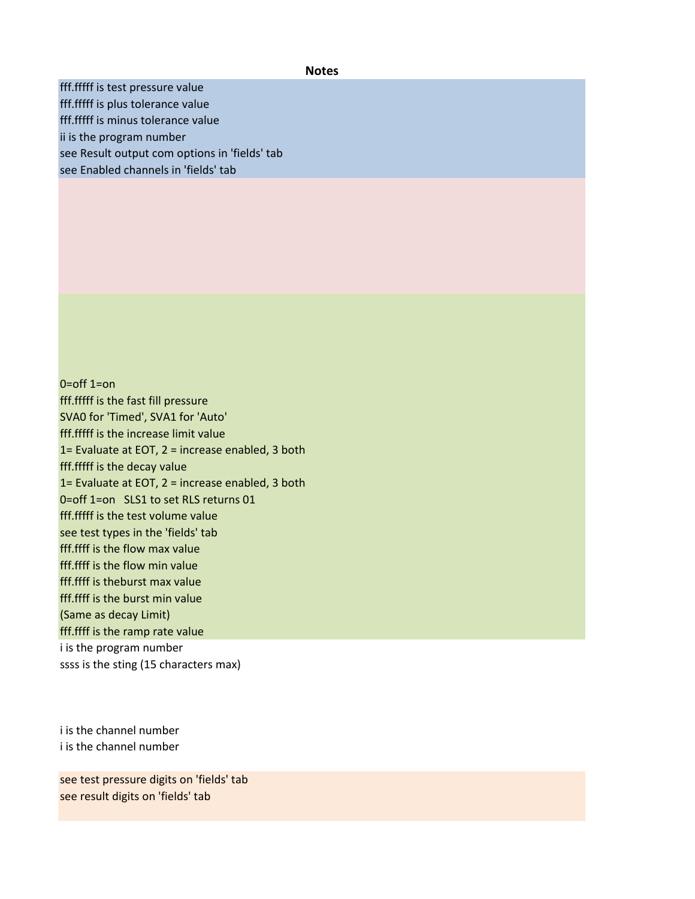**Notes**

fff.fffff is test pressure value
fff.fffff is plus tolerance value
fff.fffff is minus tolerance value
ii is the program number
see Result output com options in 'fields' tab
see Enabled channels in 'fields' tab

0=off 1=on
fff.fffff is the fast fill pressure
SVA0 for 'Timed', SVA1 for 'Auto'
fff.fffff is the increase limit value
1= Evaluate at EOT, 2 = increase enabled, 3 both
fff.fffff is the decay value
1= Evaluate at EOT, 2 = increase enabled, 3 both
0=off 1=on   SLS1 to set RLS returns 01
fff.fffff is the test volume value
see test types in the 'fields' tab
fff.ffff is the flow max value
fff.ffff is the flow min value
fff.ffff is theburst max value
fff.ffff is the burst min value
(Same as decay Limit)
fff.ffff is the ramp rate value
i is the program number
ssss is the sting (15 characters max)

i is the channel number
i is the channel number

see test pressure digits on 'fields' tab
see result digits on 'fields' tab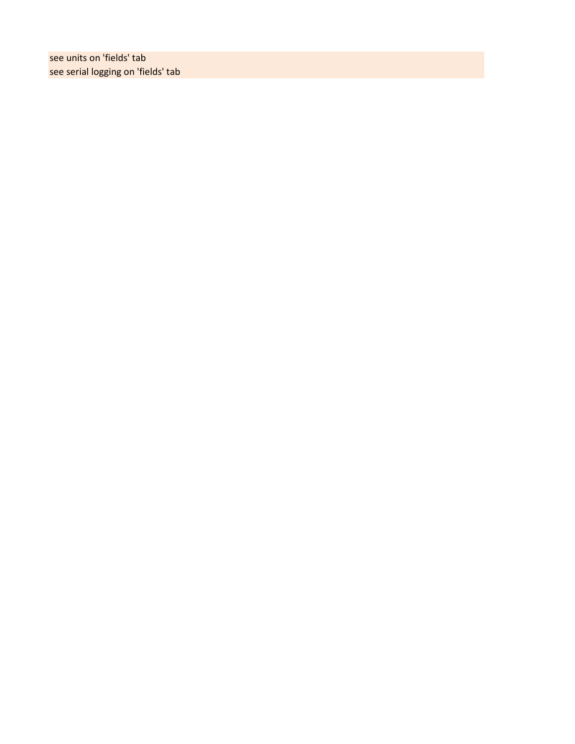see units on 'fields' tab
see serial logging on 'fields' tab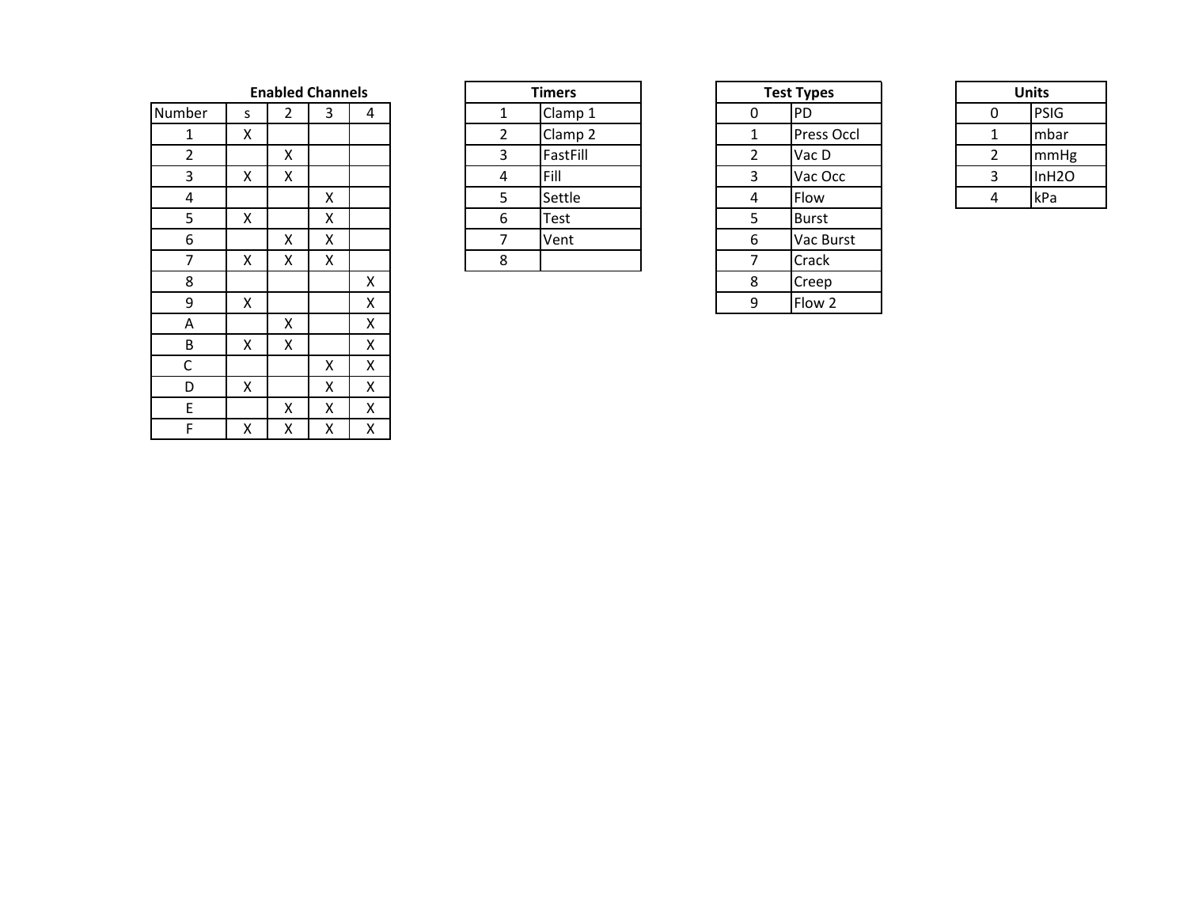**Enabled Channels**

| Number | s | 2 | 3 | 4 |
|---|---|---|---|---|
| 1 | X | | | |
| 2 | | X | | |
| 3 | X | X | | |
| 4 | | | X | |
| 5 | X | | X | |
| 6 | | X | X | |
| 7 | X | X | X | |
| 8 | | | | X |
| 9 | X | | | X |
| A | | X | | X |
| B | X | X | | X |
| C | | | X | X |
| D | X | | X | X |
| E | | X | X | X |
| F | X | X | X | X |

| Timers | |
|---|---|
| 1 | Clamp 1 |
| 2 | Clamp 2 |
| 3 | FastFill |
| 4 | Fill |
| 5 | Settle |
| 6 | Test |
| 7 | Vent |
| 8 | |

| Test Types | |
|---|---|
| 0 | PD |
| 1 | Press Occl |
| 2 | Vac D |
| 3 | Vac Occ |
| 4 | Flow |
| 5 | Burst |
| 6 | Vac Burst |
| 7 | Crack |
| 8 | Creep |
| 9 | Flow 2 |

| Units | |
|---|---|
| 0 | PSIG |
| 1 | mbar |
| 2 | mmHg |
| 3 | InH2O |
| 4 | kPa |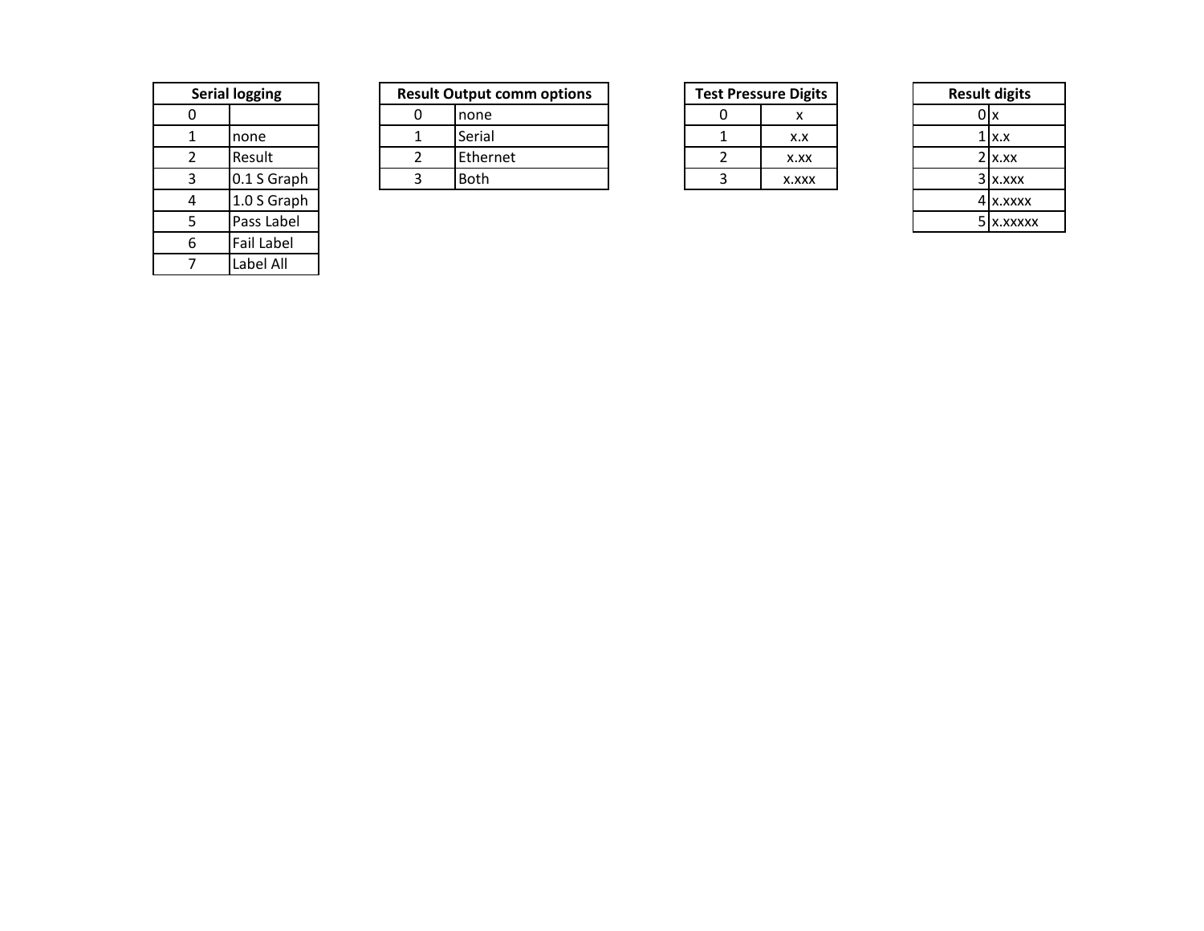| Serial logging | |
|---|---|
| 0 | |
| 1 | none |
| 2 | Result |
| 3 | 0.1 S Graph |
| 4 | 1.0 S Graph |
| 5 | Pass Label |
| 6 | Fail Label |
| 7 | Label All |

| Result Output comm options | |
|---|---|
| 0 | none |
| 1 | Serial |
| 2 | Ethernet |
| 3 | Both |

| Test Pressure Digits | |
|---|---|
| 0 | x |
| 1 | x.x |
| 2 | x.xx |
| 3 | x.xxx |

| Result digits | |
|---|---|
| 0 | x |
| 1 | x.x |
| 2 | x.xx |
| 3 | x.xxx |
| 4 | x.xxxx |
| 5 | x.xxxxx |